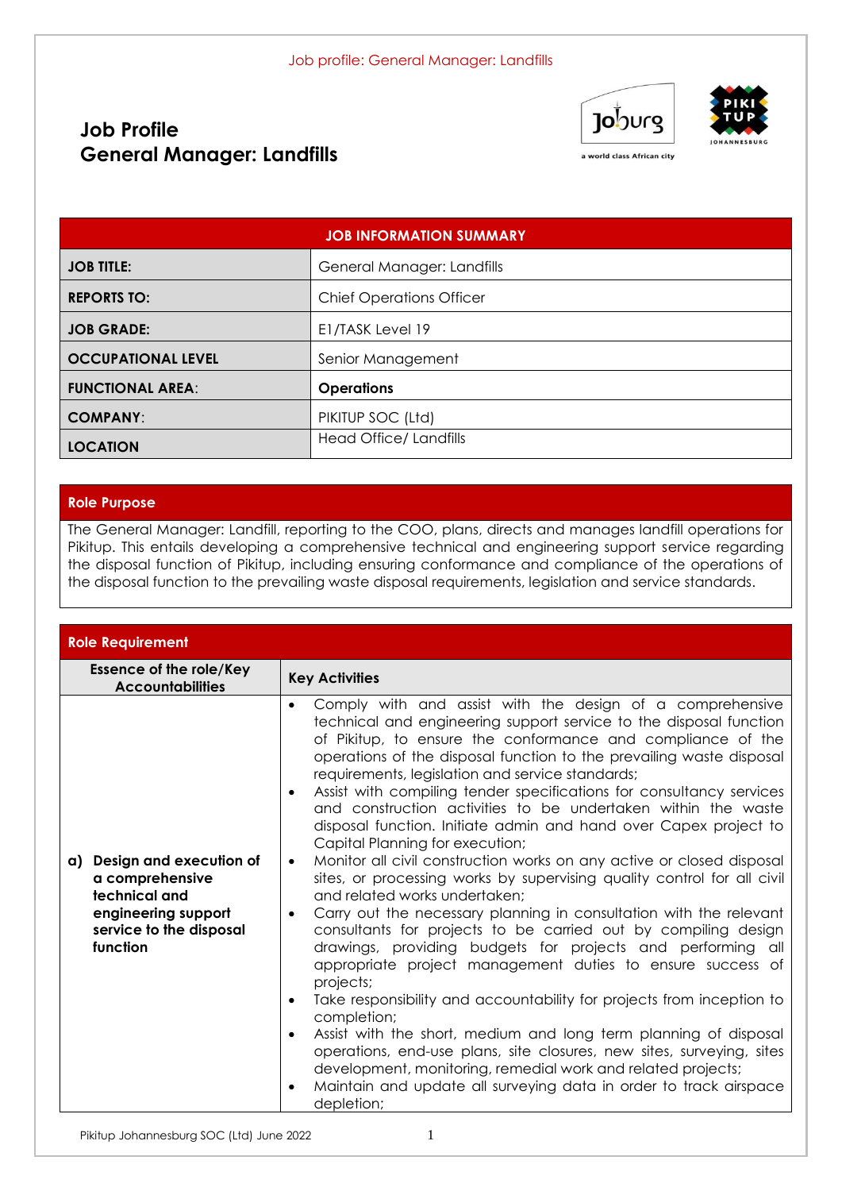# Job Profile
# General Manager: Landfills

| JOB INFORMATION SUMMARY | |
|---|---|
| **JOB TITLE:** | General Manager: Landfills |
| **REPORTS TO:** | Chief Operations Officer |
| **JOB GRADE:** | E1/TASK Level 19 |
| **OCCUPATIONAL LEVEL** | Senior Management |
| **FUNCTIONAL AREA:** | **Operations** |
| **COMPANY:** | PIKITUP SOC (Ltd) |
| **LOCATION** | Head Office/ Landfills |

## Role Purpose

The General Manager: Landfill, reporting to the COO, plans, directs and manages landfill operations for Pikitup. This entails developing a comprehensive technical and engineering support service regarding the disposal function of Pikitup, including ensuring conformance and compliance of the operations of the disposal function to the prevailing waste disposal requirements, legislation and service standards.

## Role Requirement

| Essence of the role/Key Accountabilities | Key Activities |
|---|---|
| **a) Design and execution of a comprehensive technical and engineering support service to the disposal function** | • Comply with and assist with the design of a comprehensive technical and engineering support service to the disposal function of Pikitup, to ensure the conformance and compliance of the operations of the disposal function to the prevailing waste disposal requirements, legislation and service standards;<br>• Assist with compiling tender specifications for consultancy services and construction activities to be undertaken within the waste disposal function. Initiate admin and hand over Capex project to Capital Planning for execution;<br>• Monitor all civil construction works on any active or closed disposal sites, or processing works by supervising quality control for all civil and related works undertaken;<br>• Carry out the necessary planning in consultation with the relevant consultants for projects to be carried out by compiling design drawings, providing budgets for projects and performing all appropriate project management duties to ensure success of projects;<br>• Take responsibility and accountability for projects from inception to completion;<br>• Assist with the short, medium and long term planning of disposal operations, end-use plans, site closures, new sites, surveying, sites development, monitoring, remedial work and related projects;<br>• Maintain and update all surveying data in order to track airspace depletion; |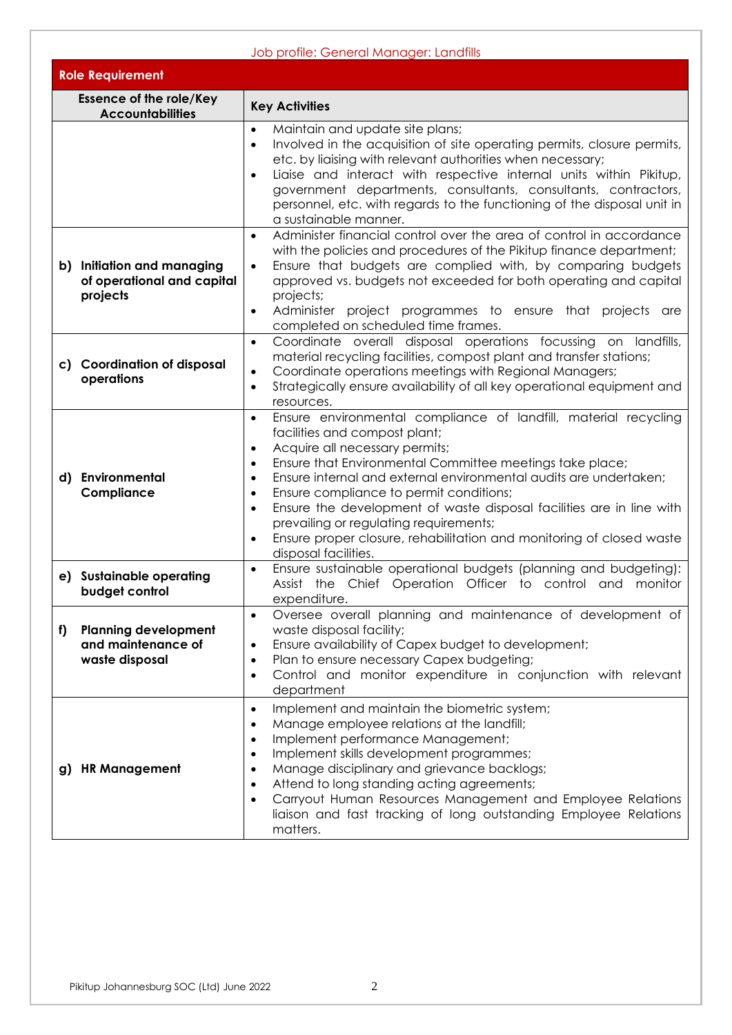Job profile: General Manager: Landfills

| Role Requirement | |
|---|---|
| **Essence of the role/Key Accountabilities** | **Key Activities** |
| | • Maintain and update site plans;<br>• Involved in the acquisition of site operating permits, closure permits, etc. by liaising with relevant authorities when necessary;<br>• Liaise and interact with respective internal units within Pikitup, government departments, consultants, consultants, contractors, personnel, etc. with regards to the functioning of the disposal unit in a sustainable manner. |
| **b) Initiation and managing of operational and capital projects** | • Administer financial control over the area of control in accordance with the policies and procedures of the Pikitup finance department;<br>• Ensure that budgets are complied with, by comparing budgets approved vs. budgets not exceeded for both operating and capital projects;<br>• Administer project programmes to ensure that projects are completed on scheduled time frames. |
| **c) Coordination of disposal operations** | • Coordinate overall disposal operations focussing on landfills, material recycling facilities, compost plant and transfer stations;<br>• Coordinate operations meetings with Regional Managers;<br>• Strategically ensure availability of all key operational equipment and resources. |
| **d) Environmental Compliance** | • Ensure environmental compliance of landfill, material recycling facilities and compost plant;<br>• Acquire all necessary permits;<br>• Ensure that Environmental Committee meetings take place;<br>• Ensure internal and external environmental audits are undertaken;<br>• Ensure compliance to permit conditions;<br>• Ensure the development of waste disposal facilities are in line with prevailing or regulating requirements;<br>• Ensure proper closure, rehabilitation and monitoring of closed waste disposal facilities. |
| **e) Sustainable operating budget control** | • Ensure sustainable operational budgets (planning and budgeting): Assist the Chief Operation Officer to control and monitor expenditure. |
| **f) Planning development and maintenance of waste disposal** | • Oversee overall planning and maintenance of development of waste disposal facility;<br>• Ensure availability of Capex budget to development;<br>• Plan to ensure necessary Capex budgeting;<br>• Control and monitor expenditure in conjunction with relevant department |
| **g) HR Management** | • Implement and maintain the biometric system;<br>• Manage employee relations at the landfill;<br>• Implement performance Management;<br>• Implement skills development programmes;<br>• Manage disciplinary and grievance backlogs;<br>• Attend to long standing acting agreements;<br>• Carryout Human Resources Management and Employee Relations liaison and fast tracking of long outstanding Employee Relations matters. |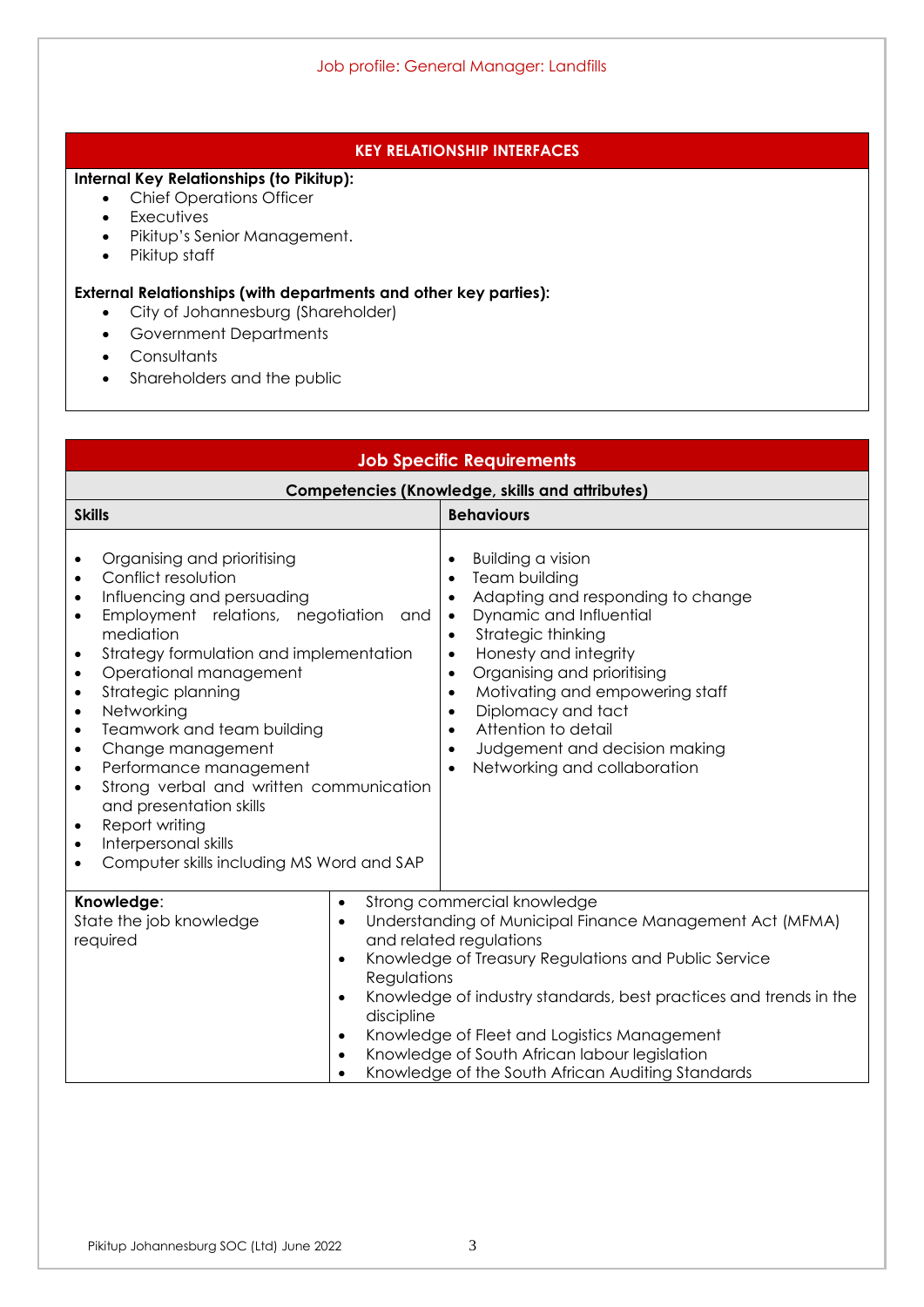## KEY RELATIONSHIP INTERFACES

**Internal Key Relationships (to Pikitup):**

- Chief Operations Officer
- Executives
- Pikitup's Senior Management.
- Pikitup staff

**External Relationships (with departments and other key parties):**

- City of Johannesburg (Shareholder)
- Government Departments
- Consultants
- Shareholders and the public

## Job Specific Requirements

### Competencies (Knowledge, skills and attributes)

| Skills | Behaviours |
|---|---|
| • Organising and prioritising<br>• Conflict resolution<br>• Influencing and persuading<br>• Employment relations, negotiation and mediation<br>• Strategy formulation and implementation<br>• Operational management<br>• Strategic planning<br>• Networking<br>• Teamwork and team building<br>• Change management<br>• Performance management<br>• Strong verbal and written communication and presentation skills<br>• Report writing<br>• Interpersonal skills<br>• Computer skills including MS Word and SAP | • Building a vision<br>• Team building<br>• Adapting and responding to change<br>• Dynamic and Influential<br>• Strategic thinking<br>• Honesty and integrity<br>• Organising and prioritising<br>• Motivating and empowering staff<br>• Diplomacy and tact<br>• Attention to detail<br>• Judgement and decision making<br>• Networking and collaboration |

| **Knowledge**: State the job knowledge required | |
|---|---|
| | • Strong commercial knowledge<br>• Understanding of Municipal Finance Management Act (MFMA) and related regulations<br>• Knowledge of Treasury Regulations and Public Service Regulations<br>• Knowledge of industry standards, best practices and trends in the discipline<br>• Knowledge of Fleet and Logistics Management<br>• Knowledge of South African labour legislation<br>• Knowledge of the South African Auditing Standards |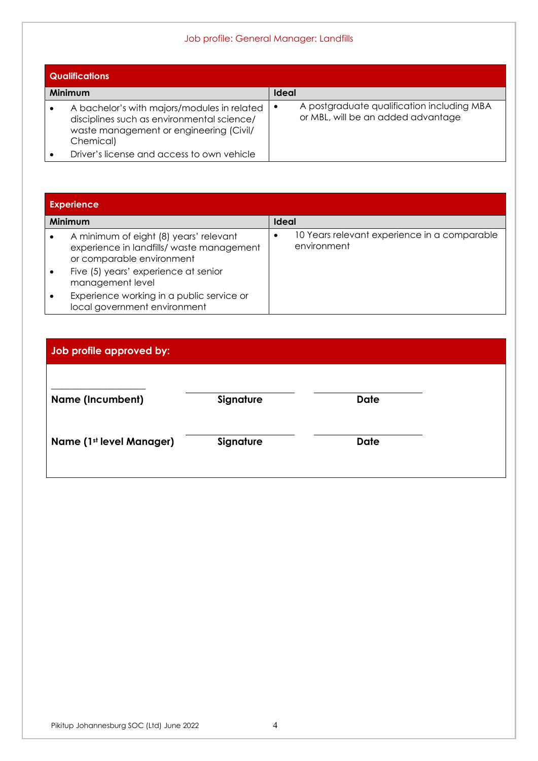| Qualifications | |
|---|---|
| **Minimum** | **Ideal** |
| • A bachelor's with majors/modules in related disciplines such as environmental science/ waste management or engineering (Civil/ Chemical)<br>• Driver's license and access to own vehicle | • A postgraduate qualification including MBA or MBL, will be an added advantage |

| Experience | |
|---|---|
| **Minimum** | **Ideal** |
| • A minimum of eight (8) years' relevant experience in landfills/ waste management or comparable environment<br>• Five (5) years' experience at senior management level<br>• Experience working in a public service or local government environment | • 10 Years relevant experience in a comparable environment |

## Job profile approved by:

| | | |
|---|---|---|
| ____________________ | ____________________ | ____________________ |
| **Name (Incumbent)** | **Signature** | **Date** |
| | ____________________ | ____________________ |
| **Name (1st level Manager)** | **Signature** | **Date** |